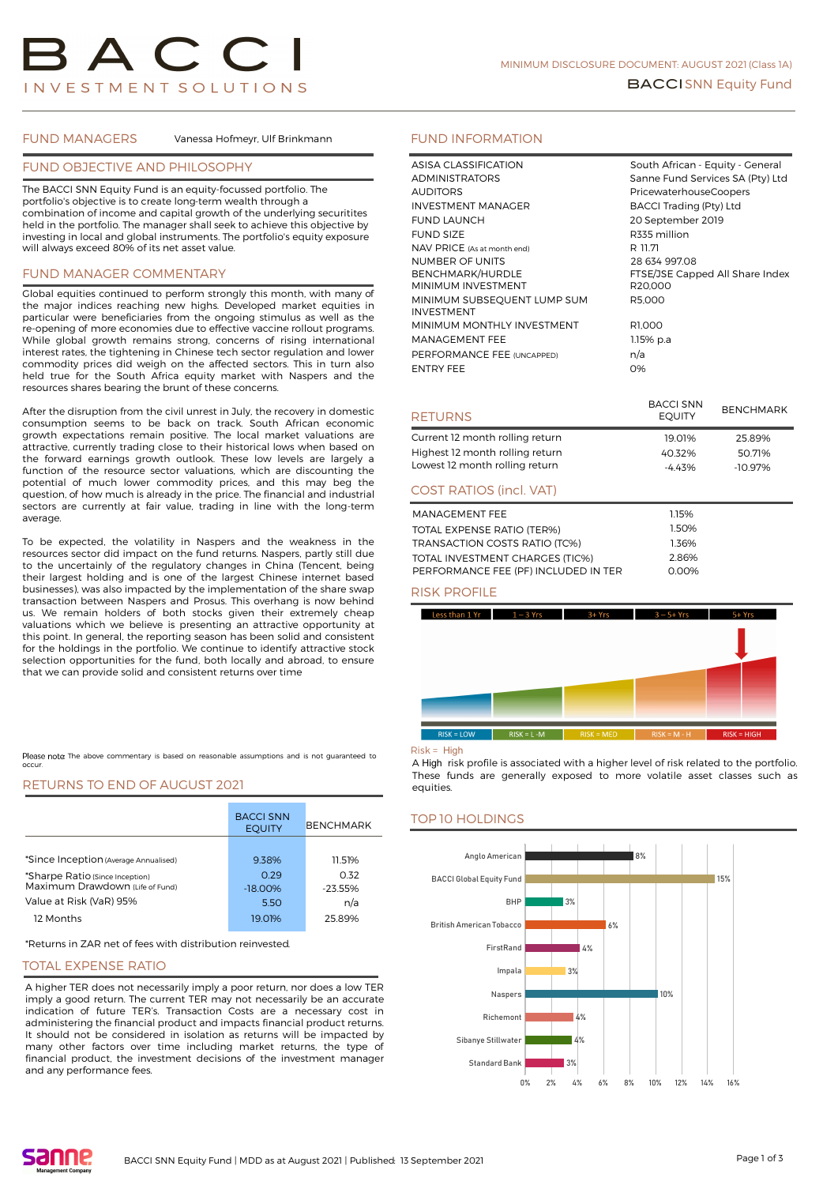# BACCI INVESTMENT SOLUTIONS

MINIMUM DISCLOSURE DOCUMENT: AUGUST 2021 (Class 1A)

**BACCI SNN Equity Fund**

## FUND MANAGERS

Vanessa Hofmeyr, Ulf Brinkmann

## FUND OBJECTIVE AND PHILOSOPHY

The BACCI SNN Equity Fund is an equity-focussed portfolio. The portfolio's objective is to create long-term wealth through a combination of income and capital growth of the underlying securitites held in the portfolio. The manager shall seek to achieve this objective by investing in local and global instruments. The portfolio's equity exposure will always exceed 80% of its net asset value.

## FUND MANAGER COMMENTARY

Global equities continued to perform strongly this month, with many of the major indices reaching new highs. Developed market equities in particular were beneficiaries from the ongoing stimulus as well as the re-opening of more economies due to effective vaccine rollout programs. While global growth remains strong, concerns of rising international interest rates, the tightening in Chinese tech sector regulation and lower commodity prices did weigh on the affected sectors. This in turn also held true for the South Africa equity market with Naspers and the resources shares bearing the brunt of these concerns.

After the disruption from the civil unrest in July, the recovery in domestic consumption seems to be back on track. South African economic growth expectations remain positive. The local market valuations are attractive, currently trading close to their historical lows when based on the forward earnings growth outlook. These low levels are largely a function of the resource sector valuations, which are discounting the potential of much lower commodity prices, and this may beg the question, of how much is already in the price. The financial and industrial sectors are currently at fair value, trading in line with the long-term average.

To be expected, the volatility in Naspers and the weakness in the resources sector did impact on the fund returns. Naspers, partly still due to the uncertainly of the regulatory changes in China (Tencent, being their largest holding and is one of the largest Chinese internet based businesses), was also impacted by the implementation of the share swap transaction between Naspers and Prosus. This overhang is now behind us. We remain holders of both stocks given their extremely cheap valuations which we believe is presenting an attractive opportunity at this point. In general, the reporting season has been solid and consistent for the holdings in the portfolio. We continue to identify attractive stock selection opportunities for the fund, both locally and abroad, to ensure that we can provide solid and consistent returns over time

Please note: The above commentary is based on reasonable assumptions and is not guaranteed to occur.

## RETURNS TO END OF AUGUST 2021

| | BACCI SNN EQUITY | BENCHMARK |
|---|---|---|
| *Since Inception (Average Annualised) | 9.38% | 11.51% |
| *Sharpe Ratio (Since Inception) | 0.29 | 0.32 |
| Maximum Drawdown (Life of Fund) | -18.00% | -23.55% |
| Value at Risk (VaR) 95% | 5.50 | n/a |
| 12 Months | 19.01% | 25.89% |

*Returns in ZAR net of fees with distribution reinvested.

## TOTAL EXPENSE RATIO

A higher TER does not necessarily imply a poor return, nor does a low TER imply a good return. The current TER may not necessarily be an accurate indication of future TER's. Transaction Costs are a necessary cost in administering the financial product and impacts financial product returns. It should not be considered in isolation as returns will be impacted by many other factors over time including market returns, the type of financial product, the investment decisions of the investment manager and any performance fees.

## FUND INFORMATION

| | |
|---|---|
| ASISA CLASSIFICATION | South African - Equity - General |
| ADMINISTRATORS | Sanne Fund Services SA (Pty) Ltd |
| AUDITORS | PricewaterhouseCoopers |
| INVESTMENT MANAGER | BACCI Trading (Pty) Ltd |
| FUND LAUNCH | 20 September 2019 |
| FUND SIZE | R335 million |
| NAV PRICE (As at month end) | R 11.71 |
| NUMBER OF UNITS | 28 634 997.08 |
| BENCHMARK/HURDLE | FTSE/JSE Capped All Share Index |
| MINIMUM INVESTMENT | R20,000 |
| MINIMUM SUBSEQUENT LUMP SUM INVESTMENT | R5,000 |
| MINIMUM MONTHLY INVESTMENT | R1,000 |
| MANAGEMENT FEE | 1.15% p.a |
| PERFORMANCE FEE (UNCAPPED) | n/a |
| ENTRY FEE | 0% |

## RETURNS

| | BACCI SNN EQUITY | BENCHMARK |
|---|---|---|
| Current 12 month rolling return | 19.01% | 25.89% |
| Highest 12 month rolling return | 40.32% | 50.71% |
| Lowest 12 month rolling return | -4.43% | -10.97% |

## COST RATIOS (incl. VAT)

| | |
|---|---|
| MANAGEMENT FEE | 1.15% |
| TOTAL EXPENSE RATIO (TER%) | 1.50% |
| TRANSACTION COSTS RATIO (TC%) | 1.36% |
| TOTAL INVESTMENT CHARGES (TIC%) | 2.86% |
| PERFORMANCE FEE (PF) INCLUDED IN TER | 0.00% |

## RISK PROFILE

| Less than 1 Yr | 1 – 3 Yrs | 3+ Yrs | 3 – 5+ Yrs | 5+ Yrs |
|---|---|---|---|---|
| RISK = LOW | RISK = L-M | RISK = MED | RISK = M - H | RISK = HIGH |

Risk = High

A High risk profile is associated with a higher level of risk related to the portfolio. These funds are generally exposed to more volatile asset classes such as equities.

## TOP 10 HOLDINGS

| Holding | Weight |
|---|---|
| Anglo American | 8% |
| BACCI Global Equity Fund | 15% |
| BHP | 3% |
| British American Tobacco | 6% |
| FirstRand | 4% |
| Impala | 3% |
| Naspers | 10% |
| Richemont | 4% |
| Sibanye Stillwater | 4% |
| Standard Bank | 3% |

BACCI SNN Equity Fund | MDD as at August 2021 | Published: 13 September 2021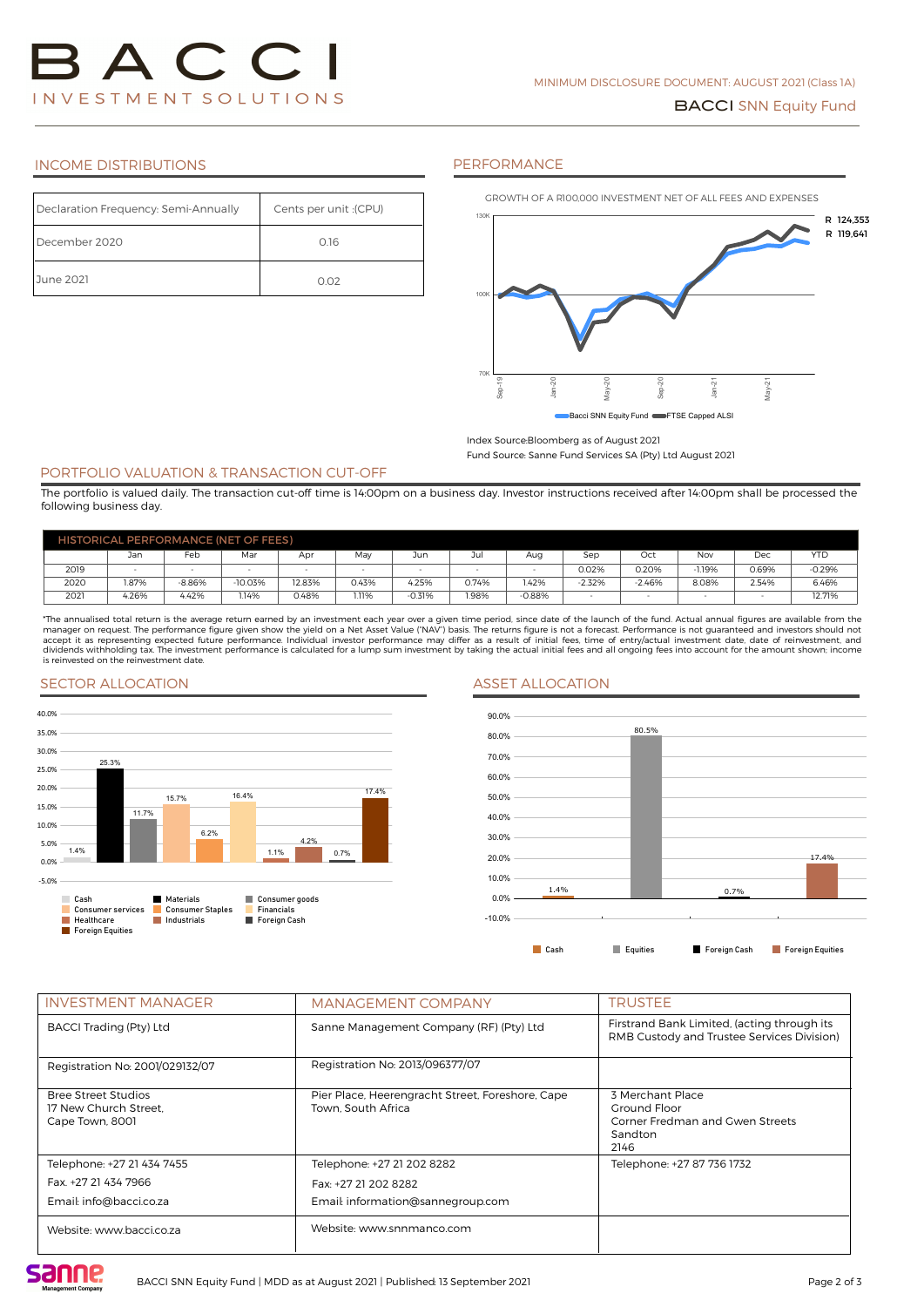# BACCI INVESTMENT SOLUTIONS

MINIMUM DISCLOSURE DOCUMENT: AUGUST 2021 (Class 1A)

**BACCI** SNN Equity Fund

## INCOME DISTRIBUTIONS

| Declaration Frequency: Semi-Annually | Cents per unit :(CPU) |
|---|---|
| December 2020 | 0.16 |
| June 2021 | 0.02 |

## PERFORMANCE

GROWTH OF A R100,000 INVESTMENT NET OF ALL FEES AND EXPENSES

R 124,353
R 119,641

Bacci SNN Equity Fund, FTSE Capped ALSI

Index Source:Bloomberg as of August 2021

Fund Source: Sanne Fund Services SA (Pty) Ltd August 2021

## PORTFOLIO VALUATION & TRANSACTION CUT-OFF

The portfolio is valued daily. The transaction cut-off time is 14:00pm on a business day. Investor instructions received after 14:00pm shall be processed the following business day.

| HISTORICAL PERFORMANCE (NET OF FEES) | Jan | Feb | Mar | Apr | May | Jun | Jul | Aug | Sep | Oct | Nov | Dec | YTD |
|---|---|---|---|---|---|---|---|---|---|---|---|---|---|
| 2019 | - | - | - | - | - | - | - | - | 0.02% | 0.20% | -1.19% | 0.69% | -0.29% |
| 2020 | 1.87% | -8.86% | -10.03% | 12.83% | 0.43% | 4.25% | 0.74% | 1.42% | -2.32% | -2.46% | 8.08% | 2.54% | 6.46% |
| 2021 | 4.26% | 4.42% | 1.14% | 0.48% | 1.11% | -0.31% | 1.98% | -0.88% | - | - | - | - | 12.71% |

*The annualised total return is the average return earned by an investment each year over a given time period, since date of the launch of the fund. Actual annual figures are available from the manager on request. The performance figure given show the yield on a Net Asset Value ("NAV") basis. The returns figure is not a forecast. Performance is not guaranteed and investors should not accept it as representing expected future performance. Individual investor performance may differ as a result of initial fees, time of entry/actual investment date, date of reinvestment, and dividends withholding tax. The investment performance is calculated for a lump sum investment by taking the actual initial fees and all ongoing fees into account for the amount shown; income is reinvested on the reinvestment date.

## SECTOR ALLOCATION

| Sector | Allocation |
|---|---|
| Cash | 1.4% |
| Materials | 25.3% |
| Consumer goods | 11.7% |
| Consumer services | 15.7% |
| Consumer Staples | 6.2% |
| Financials | 16.4% |
| Healthcare | 1.1% |
| Industrials | 4.2% |
| Foreign Cash | 0.7% |
| Foreign Equities | 17.4% |

## ASSET ALLOCATION

| Asset | Allocation |
|---|---|
| Cash | 1.4% |
| Equities | 80.5% |
| Foreign Cash | 0.7% |
| Foreign Equities | 17.4% |

| INVESTMENT MANAGER | MANAGEMENT COMPANY | TRUSTEE |
|---|---|---|
| BACCI Trading (Pty) Ltd | Sanne Management Company (RF) (Pty) Ltd | Firstrand Bank Limited, (acting through its RMB Custody and Trustee Services Division) |
| Registration No: 2001/029132/07 | Registration No: 2013/096377/07 | |
| Bree Street Studios<br>17 New Church Street,<br>Cape Town, 8001 | Pier Place, Heerengracht Street, Foreshore, Cape Town, South Africa | 3 Merchant Place<br>Ground Floor<br>Corner Fredman and Gwen Streets<br>Sandton<br>2146 |
| Telephone: +27 21 434 7455<br>Fax. +27 21 434 7966<br>Email: info@bacci.co.za | Telephone: +27 21 202 8282<br>Fax: +27 21 202 8282<br>Email: information@sannegroup.com | Telephone: +27 87 736 1732 |
| Website: www.bacci.co.za | Website: www.snnmanco.com | |

BACCI SNN Equity Fund | MDD as at August 2021 | Published: 13 September 2021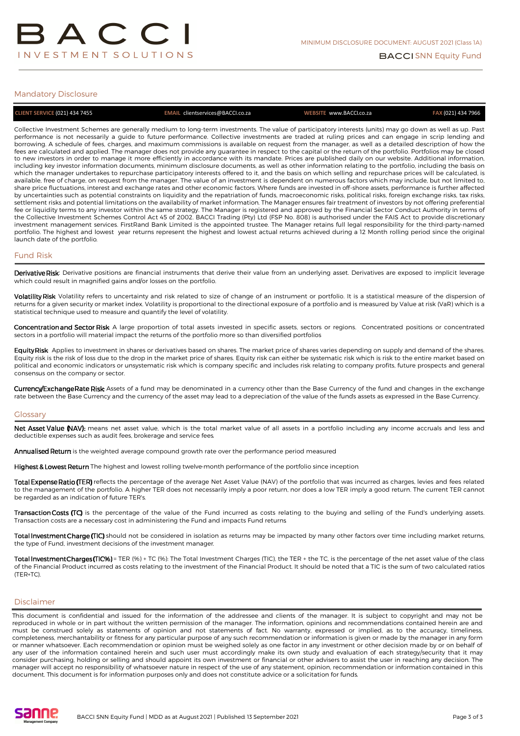## Mandatory Disclosure

**CLIENT SERVICE** (021) 434 7455 **EMAIL** clientservices@BACCI.co.za **WEBSITE** www.BACCI.co.za **FAX** (021) 434 7966

Collective Investment Schemes are generally medium to long-term investments. The value of participatory interests (units) may go down as well as up. Past performance is not necessarily a guide to future performance. Collective investments are traded at ruling prices and can engage in scrip lending and borrowing. A schedule of fees, charges, and maximum commissions is available on request from the manager, as well as a detailed description of how the fees are calculated and applied. The manager does not provide any guarantee in respect to the capital or the return of the portfolio. Portfolios may be closed to new investors in order to manage it more efficiently in accordance with its mandate. Prices are published daily on our website. Additional information, including key investor information documents, minimum disclosure documents, as well as other information relating to the portfolio, including the basis on which the manager undertakes to repurchase participatory interests offered to it, and the basis on which selling and repurchase prices will be calculated, is available, free of charge, on request from the manager. The value of an investment is dependent on numerous factors which may include, but not limited to, share price fluctuations, interest and exchange rates and other economic factors. Where funds are invested in off-shore assets, performance is further affected by uncertainties such as potential constraints on liquidity and the repatriation of funds, macroeconomic risks, political risks, foreign exchange risks, tax risks, settlement risks and potential limitations on the availability of market information. The Manager ensures fair treatment of investors by not offering preferential fee or liquidity terms to any investor within the same strategy. The Manager is registered and approved by the Financial Sector Conduct Authority in terms of the Collective Investment Schemes Control Act 45 of 2002. BACCI Trading (Pty) Ltd (FSP No. 808) is authorised under the FAIS Act to provide discretionary investment management services. FirstRand Bank Limited is the appointed trustee. The Manager retains full legal responsibility for the third-party-named portfolio. The highest and lowest year returns represent the highest and lowest actual returns achieved during a 12 Month rolling period since the original launch date of the portfolio.

## Fund Risk

**Derivative Risk**: Derivative positions are financial instruments that derive their value from an underlying asset. Derivatives are exposed to implicit leverage which could result in magnified gains and/or losses on the portfolio.

**Volatility Risk**: Volatility refers to uncertainty and risk related to size of change of an instrument or portfolio. It is a statistical measure of the dispersion of returns for a given security or market index. Volatility is proportional to the directional exposure of a portfolio and is measured by Value at risk (VaR) which is a statistical technique used to measure and quantify the level of volatility.

**Concentration and Sector Risk**: A large proportion of total assets invested in specific assets, sectors or regions. Concentrated positions or concentrated sectors in a portfolio will material impact the returns of the portfolio more so than diversified portfolios

**Equity Risk**: Applies to investment in shares or derivatives based on shares. The market price of shares varies depending on supply and demand of the shares. Equity risk is the risk of loss due to the drop in the market price of shares. Equity risk can either be systematic risk which is risk to the entire market based on political and economic indicators or unsystematic risk which is company specific and includes risk relating to company profits, future prospects and general consensus on the company or sector.

**Currency/Exchange Rate Risk**: Assets of a fund may be denominated in a currency other than the Base Currency of the fund and changes in the exchange rate between the Base Currency and the currency of the asset may lead to a depreciation of the value of the fund's assets as expressed in the Base Currency.

## Glossary

**Net Asset Value (NAV):** means net asset value, which is the total market value of all assets in a portfolio including any income accruals and less and deductible expenses such as audit fees, brokerage and service fees.

**Annualised Return**: is the weighted average compound growth rate over the performance period measured

**Highest & Lowest Return**: The highest and lowest rolling twelve-month performance of the portfolio since inception

**Total Expense Ratio (TER)**: reflects the percentage of the average Net Asset Value (NAV) of the portfolio that was incurred as charges, levies and fees related to the management of the portfolio. A higher TER does not necessarily imply a poor return, nor does a low TER imply a good return. The current TER cannot be regarded as an indication of future TER's.

**Transaction Costs (TC)**: is the percentage of the value of the Fund incurred as costs relating to the buying and selling of the Fund's underlying assets. Transaction costs are a necessary cost in administering the Fund and impacts Fund returns

**Total Investment Charge (TIC)**: should not be considered in isolation as returns may be impacted by many other factors over time including market returns, the type of Fund, investment decisions of the investment manager.

**Total Investment Charges (TIC%)** = TER (%) + TC (%): The Total Investment Charges (TIC), the TER + the TC, is the percentage of the net asset value of the class of the Financial Product incurred as costs relating to the investment of the Financial Product. It should be noted that a TIC is the sum of two calculated ratios (TER+TC).

## Disclaimer

This document is confidential and issued for the information of the addressee and clients of the manager. It is subject to copyright and may not be reproduced in whole or in part without the written permission of the manager. The information, opinions and recommendations contained herein are and must be construed solely as statements of opinion and not statements of fact. No warranty, expressed or implied, as to the accuracy, timeliness, completeness, merchantability or fitness for any particular purpose of any such recommendation or information is given or made by the manager in any form or manner whatsoever. Each recommendation or opinion must be weighed solely as one factor in any investment or other decision made by or on behalf of any user of the information contained herein and such user must accordingly make its own study and evaluation of each strategy/security that it may consider purchasing, holding or selling and should appoint its own investment or financial or other advisers to assist the user in reaching any decision. The manager will accept no responsibility of whatsoever nature in respect of the use of any statement, opinion, recommendation or information contained in this document. This document is for information purposes only and does not constitute advice or a solicitation for funds.